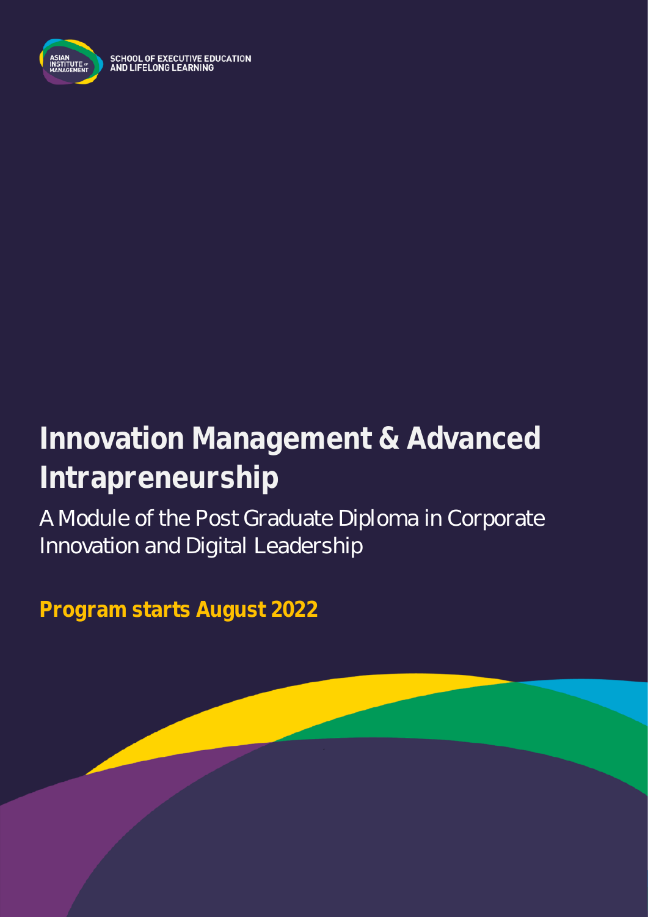SCHOOL OF EXECUTIVE EDUCATION AND LIFELONG LEARNING

# Innovation Management & Advanced Intrapreneurship

A Module of the Post Graduate Diploma in Corporate Innovation and Digital Leadership

**Program starts August 2022**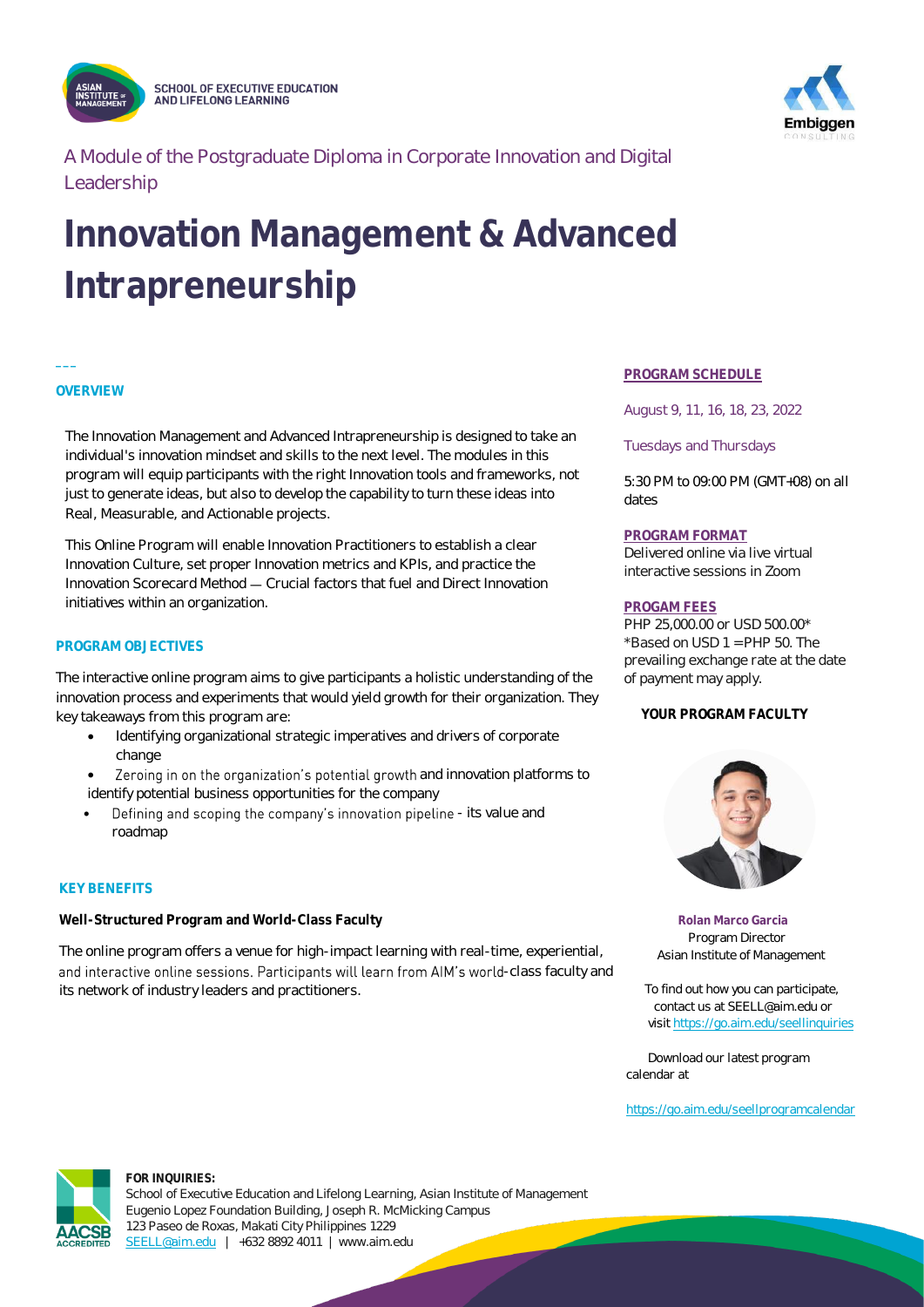SCHOOL OF EXECUTIVE EDUCATION AND LIFELONG LEARNING

A Module of the Postgraduate Diploma in Corporate Innovation and Digital Leadership

# Innovation Management & Advanced Intrapreneurship

## OVERVIEW

The Innovation Management and Advanced Intrapreneurship is designed to take an individual's innovation mindset and skills to the next level. The modules in this program will equip participants with the right Innovation tools and frameworks, not just to generate ideas, but also to develop the capability to turn these ideas into Real, Measurable, and Actionable projects.

This Online Program will enable Innovation Practitioners to establish a clear Innovation Culture, set proper Innovation metrics and KPIs, and practice the Innovation Scorecard Method — Crucial factors that fuel and Direct Innovation initiatives within an organization.

## PROGRAM OBJECTIVES

The interactive online program aims to give participants a holistic understanding of the innovation process and experiments that would yield growth for their organization. They key takeaways from this program are:

- Identifying organizational strategic imperatives and drivers of corporate change
- Zeroing in on the organization's potential growth and innovation platforms to identify potential business opportunities for the company
- Defining and scoping the company's innovation pipeline - its value and roadmap

## KEY BENEFITS

**Well-Structured Program and World-Class Faculty**

The online program offers a venue for high-impact learning with real-time, experiential, and interactive online sessions. Participants will learn from AIM's world-class faculty and its network of industry leaders and practitioners.

## PROGRAM SCHEDULE

August 9, 11, 16, 18, 23, 2022

Tuesdays and Thursdays

5:30 PM to 09:00 PM (GMT+08) on all dates

## PROGRAM FORMAT

Delivered online via live virtual interactive sessions in Zoom

## PROGAM FEES

PHP 25,000.00 or USD 500.00*
*Based on USD 1 = PHP 50. The prevailing exchange rate at the date of payment may apply.

## YOUR PROGRAM FACULTY

**Rolan Marco Garcia**
Program Director
Asian Institute of Management

To find out how you can participate, contact us at SEELL@aim.edu or visit https://go.aim.edu/seellinquiries

Download our latest program calendar at

https://go.aim.edu/seellprogramcalendar

**FOR INQUIRIES:**
School of Executive Education and Lifelong Learning, Asian Institute of Management
Eugenio Lopez Foundation Building, Joseph R. McMicking Campus
123 Paseo de Roxas, Makati City Philippines 1229
SEELL@aim.edu | +632 8892 4011 | www.aim.edu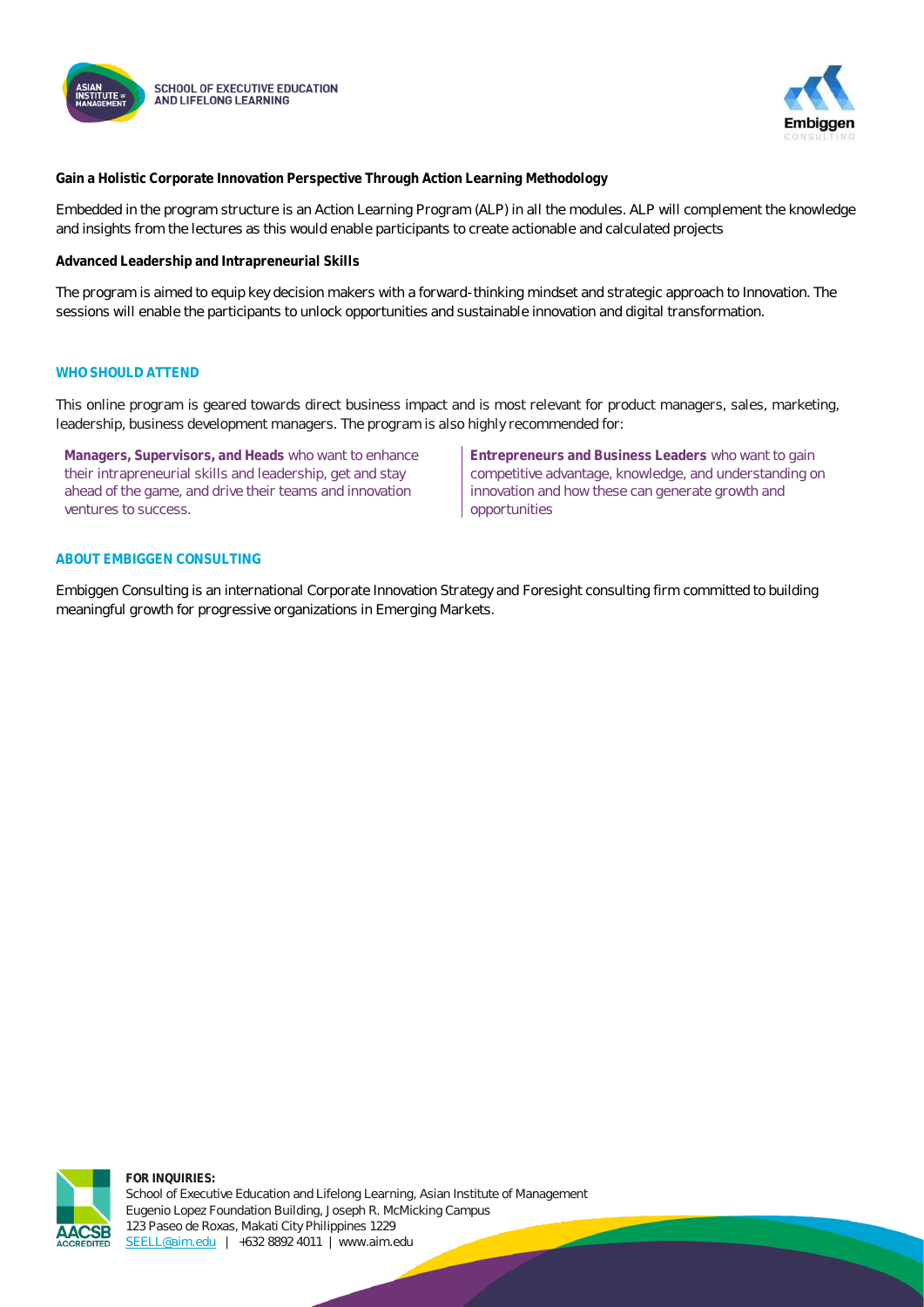**Gain a Holistic Corporate Innovation Perspective Through Action Learning Methodology**

Embedded in the program structure is an Action Learning Program (ALP) in all the modules. ALP will complement the knowledge and insights from the lectures as this would enable participants to create actionable and calculated projects

**Advanced Leadership and Intrapreneurial Skills**

The program is aimed to equip key decision makers with a forward-thinking mindset and strategic approach to Innovation. The sessions will enable the participants to unlock opportunities and sustainable innovation and digital transformation.

## WHO SHOULD ATTEND

This online program is geared towards direct business impact and is most relevant for product managers, sales, marketing, leadership, business development managers. The program is also highly recommended for:

**Managers, Supervisors, and Heads** who want to enhance their intrapreneurial skills and leadership, get and stay ahead of the game, and drive their teams and innovation ventures to success.

**Entrepreneurs and Business Leaders** who want to gain competitive advantage, knowledge, and understanding on innovation and how these can generate growth and opportunities

## ABOUT EMBIGGEN CONSULTING

Embiggen Consulting is an international Corporate Innovation Strategy and Foresight consulting firm committed to building meaningful growth for progressive organizations in Emerging Markets.

**FOR INQUIRIES:**
School of Executive Education and Lifelong Learning, Asian Institute of Management
Eugenio Lopez Foundation Building, Joseph R. McMicking Campus
123 Paseo de Roxas, Makati City Philippines 1229
SEELL@aim.edu | +632 8892 4011 | www.aim.edu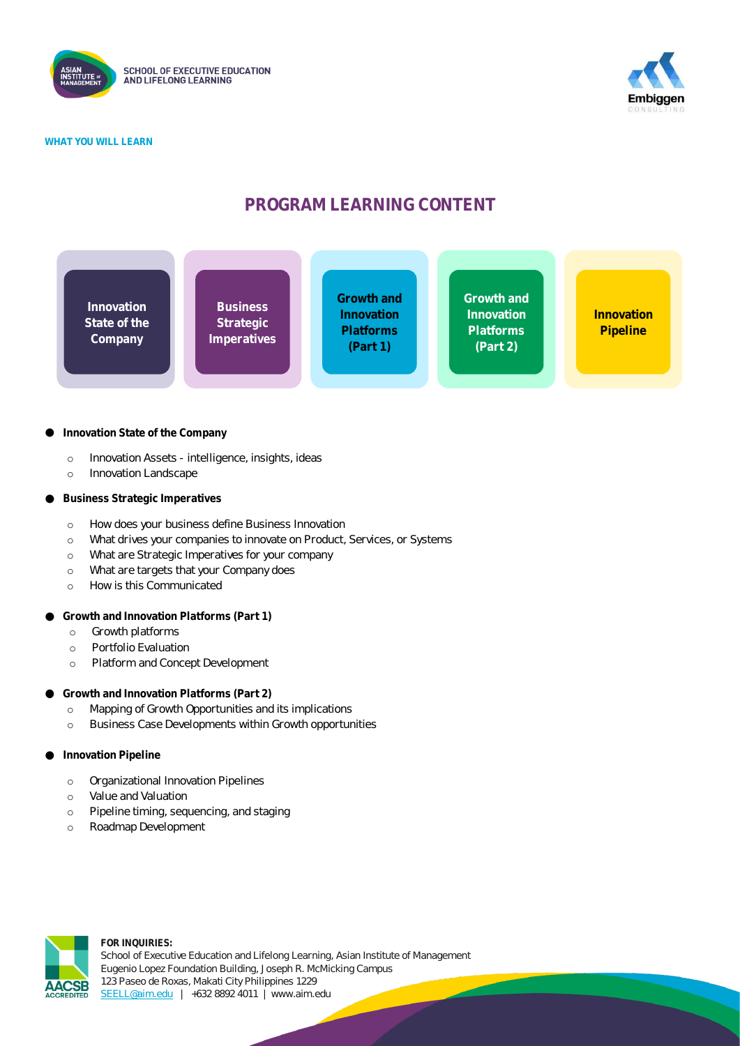WHAT YOU WILL LEARN

# PROGRAM LEARNING CONTENT

| Innovation State of the Company | Business Strategic Imperatives | Growth and Innovation Platforms (Part 1) | Growth and Innovation Platforms (Part 2) | Innovation Pipeline |
|---|---|---|---|---|

- **Innovation State of the Company**
  - Innovation Assets - intelligence, insights, ideas
  - Innovation Landscape
- **Business Strategic Imperatives**
  - How does your business define Business Innovation
  - What drives your companies to innovate on Product, Services, or Systems
  - What are Strategic Imperatives for your company
  - What are targets that your Company does
  - How is this Communicated
- **Growth and Innovation Platforms (Part 1)**
  - Growth platforms
  - Portfolio Evaluation
  - Platform and Concept Development
- **Growth and Innovation Platforms (Part 2)**
  - Mapping of Growth Opportunities and its implications
  - Business Case Developments within Growth opportunities
- **Innovation Pipeline**
  - Organizational Innovation Pipelines
  - Value and Valuation
  - Pipeline timing, sequencing, and staging
  - Roadmap Development

**FOR INQUIRIES:**
School of Executive Education and Lifelong Learning, Asian Institute of Management
Eugenio Lopez Foundation Building, Joseph R. McMicking Campus
123 Paseo de Roxas, Makati City Philippines 1229
SEELL@aim.edu | +632 8892 4011 | www.aim.edu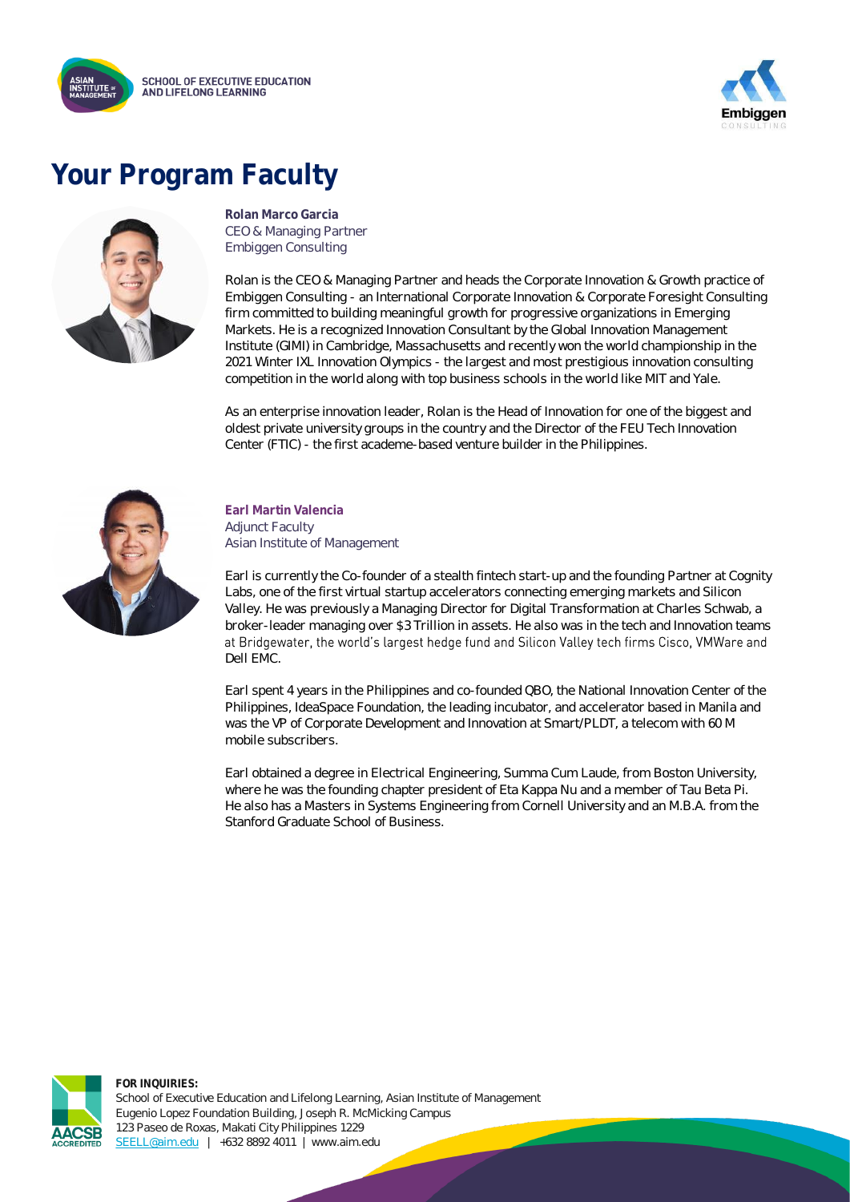# Your Program Faculty

**Rolan Marco Garcia**
CEO & Managing Partner
Embiggen Consulting

Rolan is the CEO & Managing Partner and heads the Corporate Innovation & Growth practice of Embiggen Consulting - an International Corporate Innovation & Corporate Foresight Consulting firm committed to building meaningful growth for progressive organizations in Emerging Markets. He is a recognized Innovation Consultant by the Global Innovation Management Institute (GIMI) in Cambridge, Massachusetts and recently won the world championship in the 2021 Winter IXL Innovation Olympics - the largest and most prestigious innovation consulting competition in the world along with top business schools in the world like MIT and Yale.

As an enterprise innovation leader, Rolan is the Head of Innovation for one of the biggest and oldest private university groups in the country and the Director of the FEU Tech Innovation Center (FTIC) - the first academe-based venture builder in the Philippines.

**Earl Martin Valencia**
Adjunct Faculty
Asian Institute of Management

Earl is currently the Co-founder of a stealth fintech start-up and the founding Partner at Cognity Labs, one of the first virtual startup accelerators connecting emerging markets and Silicon Valley. He was previously a Managing Director for Digital Transformation at Charles Schwab, a broker-leader managing over $3 Trillion in assets. He also was in the tech and Innovation teams at Bridgewater, the world's largest hedge fund and Silicon Valley tech firms Cisco, VMWare and Dell EMC.

Earl spent 4 years in the Philippines and co-founded QBO, the National Innovation Center of the Philippines, IdeaSpace Foundation, the leading incubator, and accelerator based in Manila and was the VP of Corporate Development and Innovation at Smart/PLDT, a telecom with 60 M mobile subscribers.

Earl obtained a degree in Electrical Engineering, Summa Cum Laude, from Boston University, where he was the founding chapter president of Eta Kappa Nu and a member of Tau Beta Pi. He also has a Masters in Systems Engineering from Cornell University and an M.B.A. from the Stanford Graduate School of Business.

**FOR INQUIRIES:**
School of Executive Education and Lifelong Learning, Asian Institute of Management
Eugenio Lopez Foundation Building, Joseph R. McMicking Campus
123 Paseo de Roxas, Makati City Philippines 1229
SEELL@aim.edu | +632 8892 4011 | www.aim.edu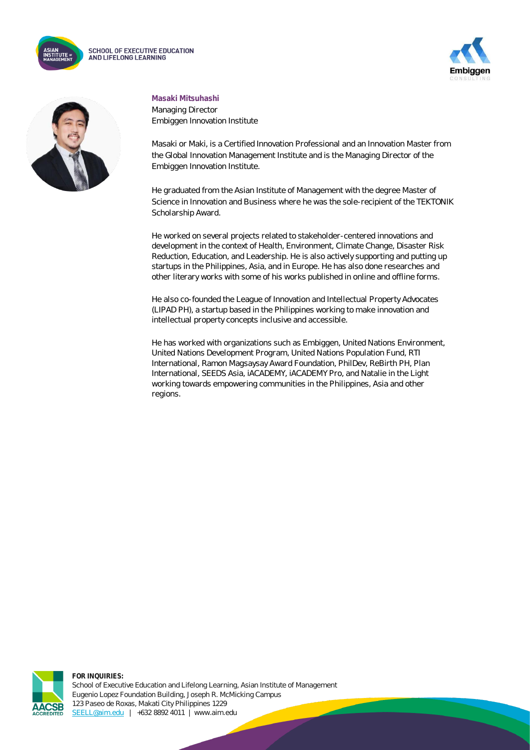**Masaki Mitsuhashi**
Managing Director
Embiggen Innovation Institute

Masaki or Maki, is a Certified Innovation Professional and an Innovation Master from the Global Innovation Management Institute and is the Managing Director of the Embiggen Innovation Institute.

He graduated from the Asian Institute of Management with the degree Master of Science in Innovation and Business where he was the sole-recipient of the TEKTONIK Scholarship Award.

He worked on several projects related to stakeholder-centered innovations and development in the context of Health, Environment, Climate Change, Disaster Risk Reduction, Education, and Leadership. He is also actively supporting and putting up startups in the Philippines, Asia, and in Europe. He has also done researches and other literary works with some of his works published in online and offline forms.

He also co-founded the League of Innovation and Intellectual Property Advocates (LIPAD PH), a startup based in the Philippines working to make innovation and intellectual property concepts inclusive and accessible.

He has worked with organizations such as Embiggen, United Nations Environment, United Nations Development Program, United Nations Population Fund, RTI International, Ramon Magsaysay Award Foundation, PhilDev, ReBirth PH, Plan International, SEEDS Asia, iACADEMY, iACADEMY Pro, and Natalie in the Light working towards empowering communities in the Philippines, Asia and other regions.

**FOR INQUIRIES:**
School of Executive Education and Lifelong Learning, Asian Institute of Management
Eugenio Lopez Foundation Building, Joseph R. McMicking Campus
123 Paseo de Roxas, Makati City Philippines 1229
SEELL@aim.edu | +632 8892 4011 | www.aim.edu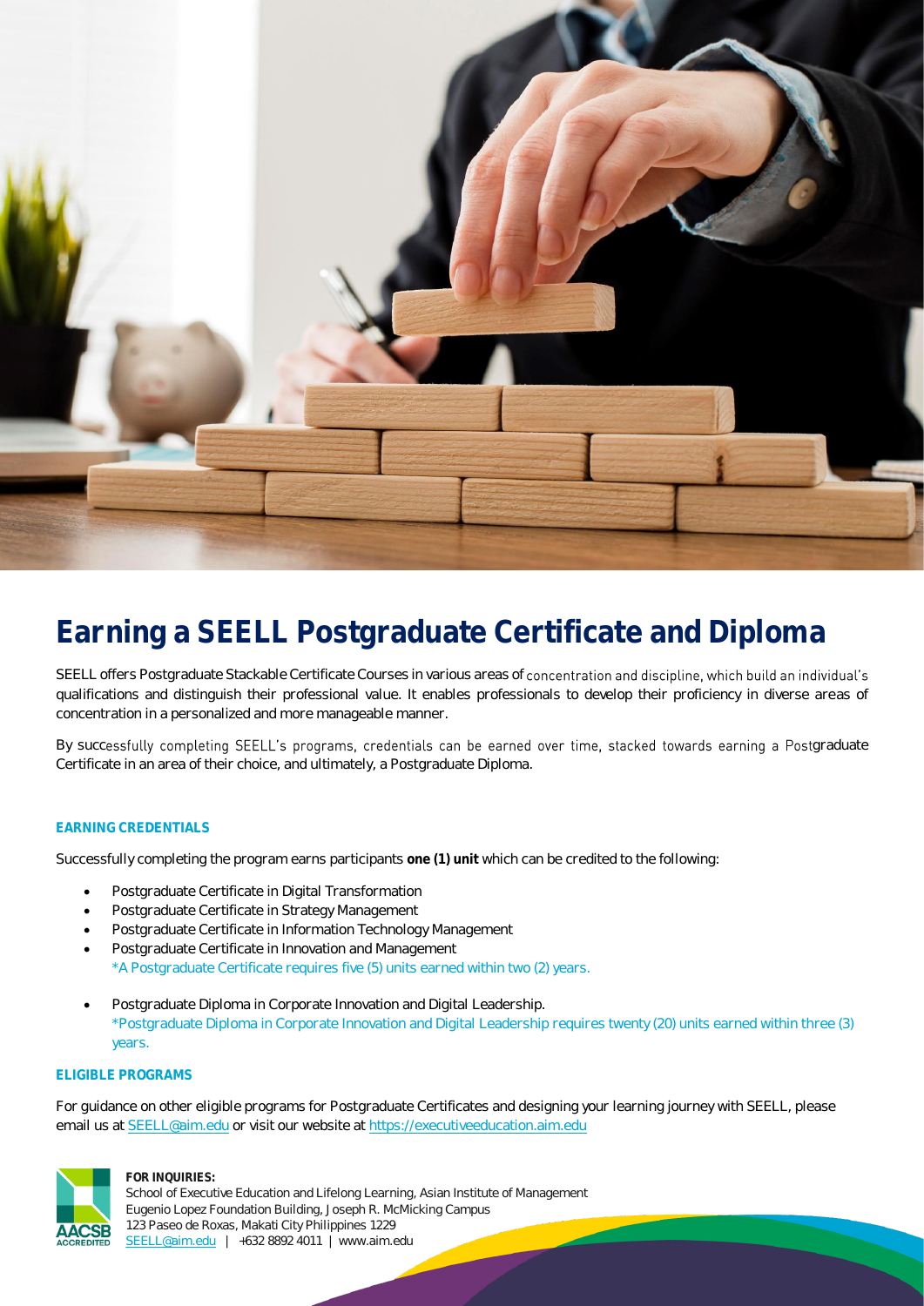# Earning a SEELL Postgraduate Certificate and Diploma

SEELL offers Postgraduate Stackable Certificate Courses in various areas of concentration and discipline, which build an individual's qualifications and distinguish their professional value. It enables professionals to develop their proficiency in diverse areas of concentration in a personalized and more manageable manner.

By successfully completing SEELL's programs, credentials can be earned over time, stacked towards earning a Postgraduate Certificate in an area of their choice, and ultimately, a Postgraduate Diploma.

#### EARNING CREDENTIALS

Successfully completing the program earns participants **one (1) unit** which can be credited to the following:

- Postgraduate Certificate in Digital Transformation
- Postgraduate Certificate in Strategy Management
- Postgraduate Certificate in Information Technology Management
- Postgraduate Certificate in Innovation and Management
  *A Postgraduate Certificate requires five (5) units earned within two (2) years.
- Postgraduate Diploma in Corporate Innovation and Digital Leadership.
  *Postgraduate Diploma in Corporate Innovation and Digital Leadership requires twenty (20) units earned within three (3) years.

#### ELIGIBLE PROGRAMS

For guidance on other eligible programs for Postgraduate Certificates and designing your learning journey with SEELL, please email us at SEELL@aim.edu or visit our website at https://executiveeducation.aim.edu

**FOR INQUIRIES:**
School of Executive Education and Lifelong Learning, Asian Institute of Management
Eugenio Lopez Foundation Building, Joseph R. McMicking Campus
123 Paseo de Roxas, Makati City Philippines 1229
SEELL@aim.edu | +632 8892 4011 | www.aim.edu